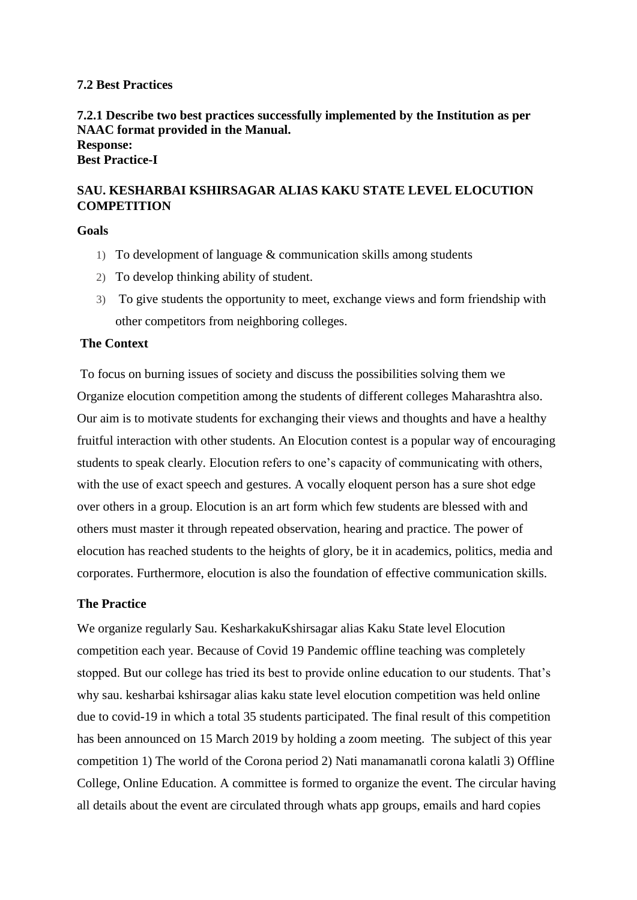**7.2 Best Practices**

**7.2.1 Describe two best practices successfully implemented by the Institution as per NAAC format provided in the Manual.**
**Response:**
**Best Practice-I**

**SAU. KESHARBAI KSHIRSAGAR ALIAS KAKU STATE LEVEL ELOCUTION COMPETITION**

**Goals**

1) To development of language & communication skills among students
2) To develop thinking ability of student.
3) To give students the opportunity to meet, exchange views and form friendship with other competitors from neighboring colleges.

**The Context**

To focus on burning issues of society and discuss the possibilities solving them we Organize elocution competition among the students of different colleges Maharashtra also. Our aim is to motivate students for exchanging their views and thoughts and have a healthy fruitful interaction with other students. An Elocution contest is a popular way of encouraging students to speak clearly. Elocution refers to one's capacity of communicating with others, with the use of exact speech and gestures. A vocally eloquent person has a sure shot edge over others in a group. Elocution is an art form which few students are blessed with and others must master it through repeated observation, hearing and practice. The power of elocution has reached students to the heights of glory, be it in academics, politics, media and corporates. Furthermore, elocution is also the foundation of effective communication skills.

**The Practice**

We organize regularly Sau. KesharkakuKshirsagar alias Kaku State level Elocution competition each year. Because of Covid 19 Pandemic offline teaching was completely stopped. But our college has tried its best to provide online education to our students. That's why sau. kesharbai kshirsagar alias kaku state level elocution competition was held online due to covid-19 in which a total 35 students participated. The final result of this competition has been announced on 15 March 2019 by holding a zoom meeting. The subject of this year competition 1) The world of the Corona period 2) Nati manamanatli corona kalatli 3) Offline College, Online Education. A committee is formed to organize the event. The circular having all details about the event are circulated through whats app groups, emails and hard copies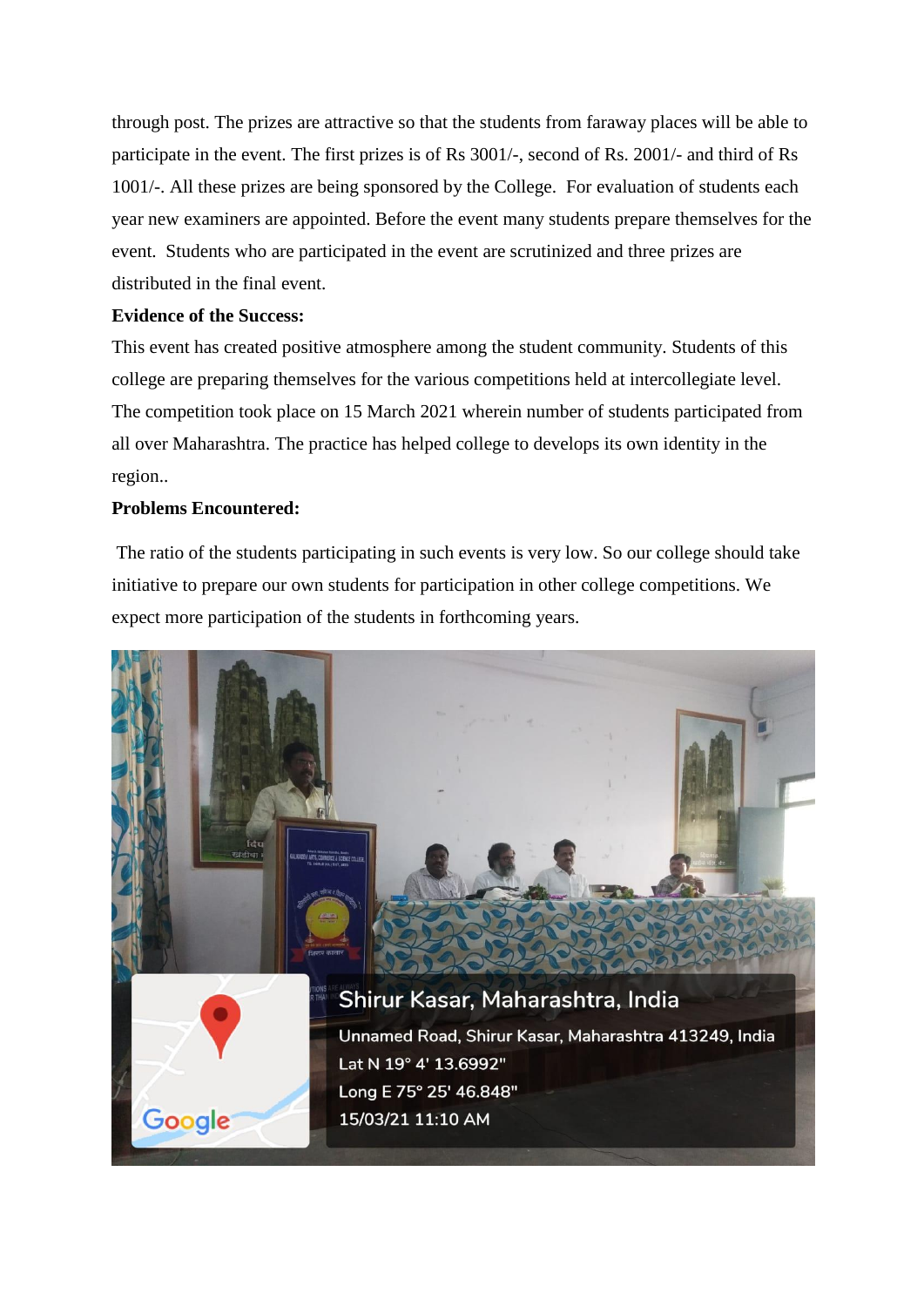through post. The prizes are attractive so that the students from faraway places will be able to participate in the event. The first prizes is of Rs 3001/-, second of Rs. 2001/- and third of Rs 1001/-. All these prizes are being sponsored by the College. For evaluation of students each year new examiners are appointed. Before the event many students prepare themselves for the event. Students who are participated in the event are scrutinized and three prizes are distributed in the final event.

**Evidence of the Success:**

This event has created positive atmosphere among the student community. Students of this college are preparing themselves for the various competitions held at intercollegiate level. The competition took place on 15 March 2021 wherein number of students participated from all over Maharashtra. The practice has helped college to develops its own identity in the region..

**Problems Encountered:**

The ratio of the students participating in such events is very low. So our college should take initiative to prepare our own students for participation in other college competitions. We expect more participation of the students in forthcoming years.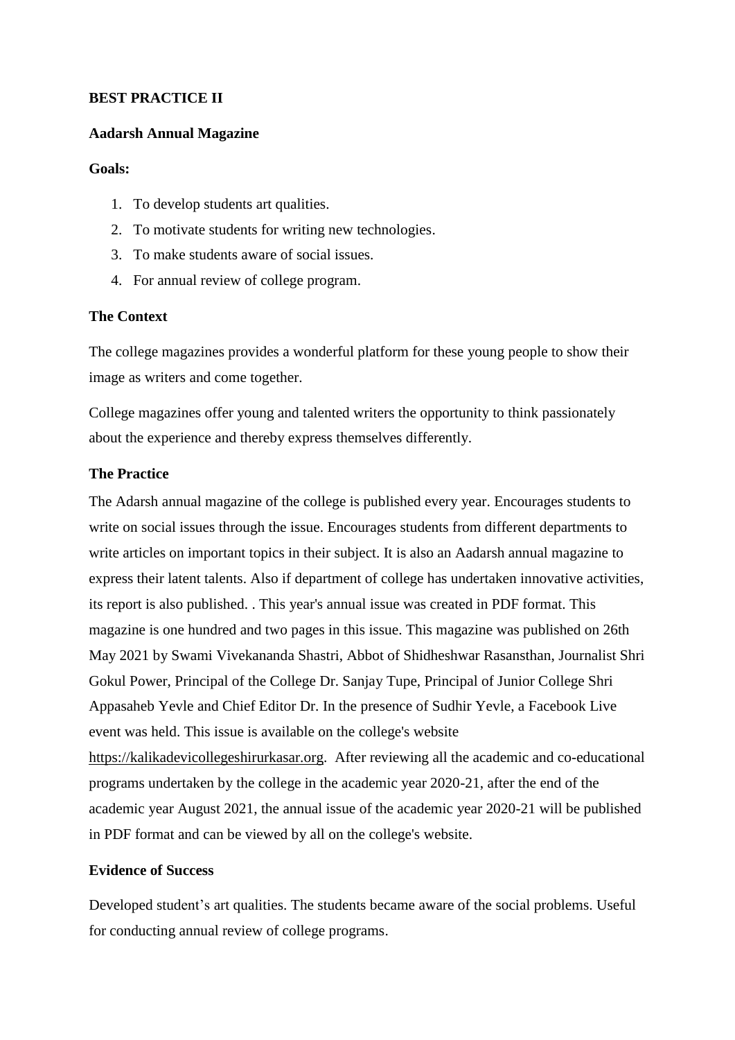**BEST PRACTICE II**

**Aadarsh Annual Magazine**

**Goals:**

1. To develop students art qualities.
2. To motivate students for writing new technologies.
3. To make students aware of social issues.
4. For annual review of college program.

**The Context**

The college magazines provides a wonderful platform for these young people to show their image as writers and come together.

College magazines offer young and talented writers the opportunity to think passionately about the experience and thereby express themselves differently.

**The Practice**

The Adarsh annual magazine of the college is published every year. Encourages students to write on social issues through the issue. Encourages students from different departments to write articles on important topics in their subject. It is also an Aadarsh annual magazine to express their latent talents. Also if department of college has undertaken innovative activities, its report is also published. . This year's annual issue was created in PDF format. This magazine is one hundred and two pages in this issue. This magazine was published on 26th May 2021 by Swami Vivekananda Shastri, Abbot of Shidheshwar Rasansthan, Journalist Shri Gokul Power, Principal of the College Dr. Sanjay Tupe, Principal of Junior College Shri Appasaheb Yevle and Chief Editor Dr. In the presence of Sudhir Yevle, a Facebook Live event was held. This issue is available on the college's website https://kalikadevicollegeshirurkasar.org. After reviewing all the academic and co-educational programs undertaken by the college in the academic year 2020-21, after the end of the academic year August 2021, the annual issue of the academic year 2020-21 will be published in PDF format and can be viewed by all on the college's website.

**Evidence of Success**

Developed student's art qualities. The students became aware of the social problems. Useful for conducting annual review of college programs.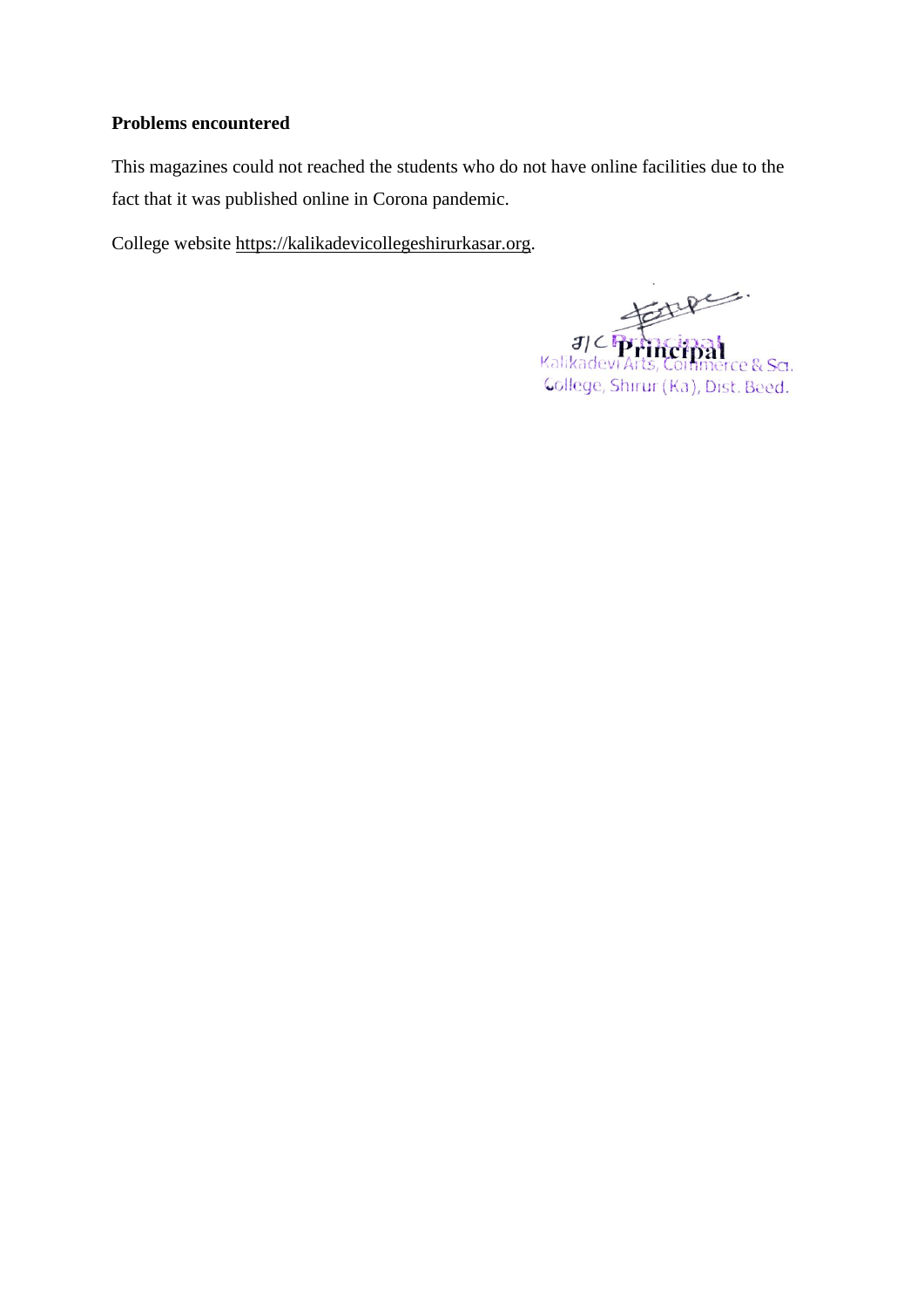**Problems encountered**

This magazines could not reached the students who do not have online facilities due to the fact that it was published online in Corona pandemic.

College website https://kalikadevicollegeshirurkasar.org.

I/C Principal
Kalikadevi Arts, Commerce & Sci.
College, Shirur (Ka), Dist. Beed.